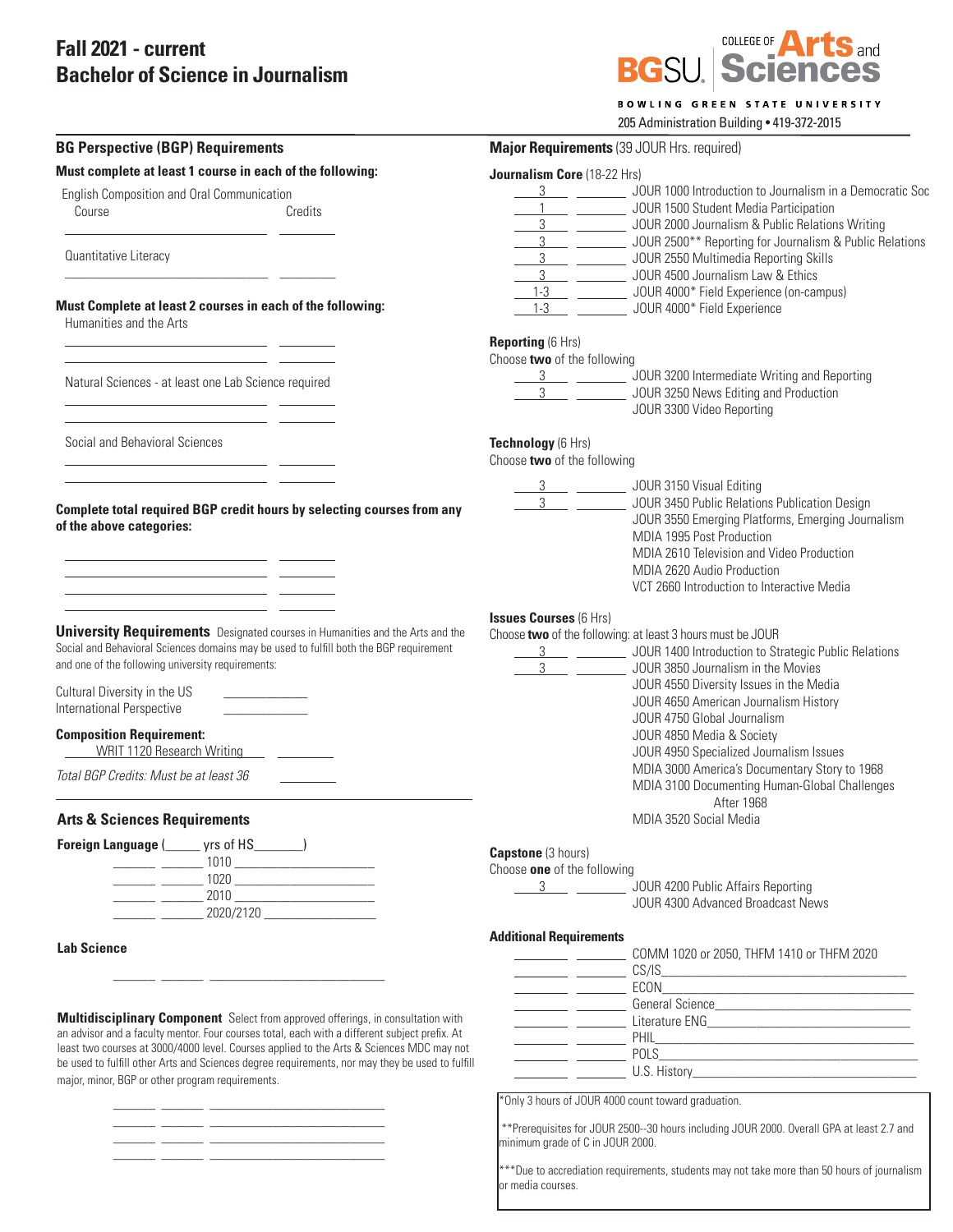# Fall 2021 - current
# Bachelor of Science in Journalism

BGSU College of Arts and Sciences
BOWLING GREEN STATE UNIVERSITY
205 Administration Building • 419-372-2015

## BG Perspective (BGP) Requirements

**Must complete at least 1 course in each of the following:**

English Composition and Oral Communication

| Course | Credits |
|---|---|
| | |

Quantitative Literacy

| Course | Credits |
|---|---|
| | |

**Must Complete at least 2 courses in each of the following:**

Humanities and the Arts

| Course | Credits |
|---|---|
| | |
| | |

Natural Sciences - at least one Lab Science required

| Course | Credits |
|---|---|
| | |
| | |

Social and Behavioral Sciences

| Course | Credits |
|---|---|
| | |
| | |

**Complete total required BGP credit hours by selecting courses from any of the above categories:**

| Course | Credits |
|---|---|
| | |
| | |
| | |
| | |

**University Requirements** Designated courses in Humanities and the Arts and the Social and Behavioral Sciences domains may be used to fulfill both the BGP requirement and one of the following university requirements:

Cultural Diversity in the US ____________
International Perspective ____________

**Composition Requirement:**
WRIT 1120 Research Writing ________

*Total BGP Credits: Must be at least 36* ________

## Arts & Sciences Requirements

**Foreign Language** (_____ yrs of HS_______)

______ ______ 1010 ____________________
______ ______ 1020 ____________________
______ ______ 2010 ____________________
______ ______ 2020/2120 ________________

**Lab Science**

______ ______ __________________________

**Multidisciplinary Component** Select from approved offerings, in consultation with an advisor and a faculty mentor. Four courses total, each with a different subject prefix. At least two courses at 3000/4000 level. Courses applied to the Arts & Sciences MDC may not be used to fulfill other Arts and Sciences degree requirements, nor may they be used to fulfill major, minor, BGP or other program requirements.

______ ______ __________________________
______ ______ __________________________
______ ______ __________________________
______ ______ __________________________

## Major Requirements (39 JOUR Hrs. required)

**Journalism Core** (18-22 Hrs)

| Hrs | | Course |
|---|---|---|
| 3 | | JOUR 1000 Introduction to Journalism in a Democratic Soc |
| 1 | | JOUR 1500 Student Media Participation |
| 3 | | JOUR 2000 Journalism & Public Relations Writing |
| 3 | | JOUR 2500** Reporting for Journalism & Public Relations |
| 3 | | JOUR 2550 Multimedia Reporting Skills |
| 3 | | JOUR 4500 Journalism Law & Ethics |
| 1-3 | | JOUR 4000* Field Experience (on-campus) |
| 1-3 | | JOUR 4000* Field Experience |

**Reporting** (6 Hrs)
Choose **two** of the following

| Hrs | | Course |
|---|---|---|
| 3 | | JOUR 3200 Intermediate Writing and Reporting |
| 3 | | JOUR 3250 News Editing and Production |
| | | JOUR 3300 Video Reporting |

**Technology** (6 Hrs)
Choose **two** of the following

| Hrs | | Course |
|---|---|---|
| 3 | | JOUR 3150 Visual Editing |
| 3 | | JOUR 3450 Public Relations Publication Design |
| | | JOUR 3550 Emerging Platforms, Emerging Journalism |
| | | MDIA 1995 Post Production |
| | | MDIA 2610 Television and Video Production |
| | | MDIA 2620 Audio Production |
| | | VCT 2660 Introduction to Interactive Media |

**Issues Courses** (6 Hrs)
Choose **two** of the following: at least 3 hours must be JOUR

| Hrs | | Course |
|---|---|---|
| 3 | | JOUR 1400 Introduction to Strategic Public Relations |
| 3 | | JOUR 3850 Journalism in the Movies |
| | | JOUR 4550 Diversity Issues in the Media |
| | | JOUR 4650 American Journalism History |
| | | JOUR 4750 Global Journalism |
| | | JOUR 4850 Media & Society |
| | | JOUR 4950 Specialized Journalism Issues |
| | | MDIA 3000 America's Documentary Story to 1968 |
| | | MDIA 3100 Documenting Human-Global Challenges After 1968 |
| | | MDIA 3520 Social Media |

**Capstone** (3 hours)
Choose **one** of the following

| Hrs | | Course |
|---|---|---|
| 3 | | JOUR 4200 Public Affairs Reporting |
| | | JOUR 4300 Advanced Broadcast News |

**Additional Requirements**

| | | Course |
|---|---|---|
| | | COMM 1020 or 2050, THFM 1410 or THFM 2020 |
| | | CS/IS |
| | | ECON |
| | | General Science |
| | | Literature ENG |
| | | PHIL |
| | | POLS |
| | | U.S. History |

*Only 3 hours of JOUR 4000 count toward graduation.

**Prerequisites for JOUR 2500--30 hours including JOUR 2000. Overall GPA at least 2.7 and minimum grade of C in JOUR 2000.

***Due to accrediation requirements, students may not take more than 50 hours of journalism or media courses.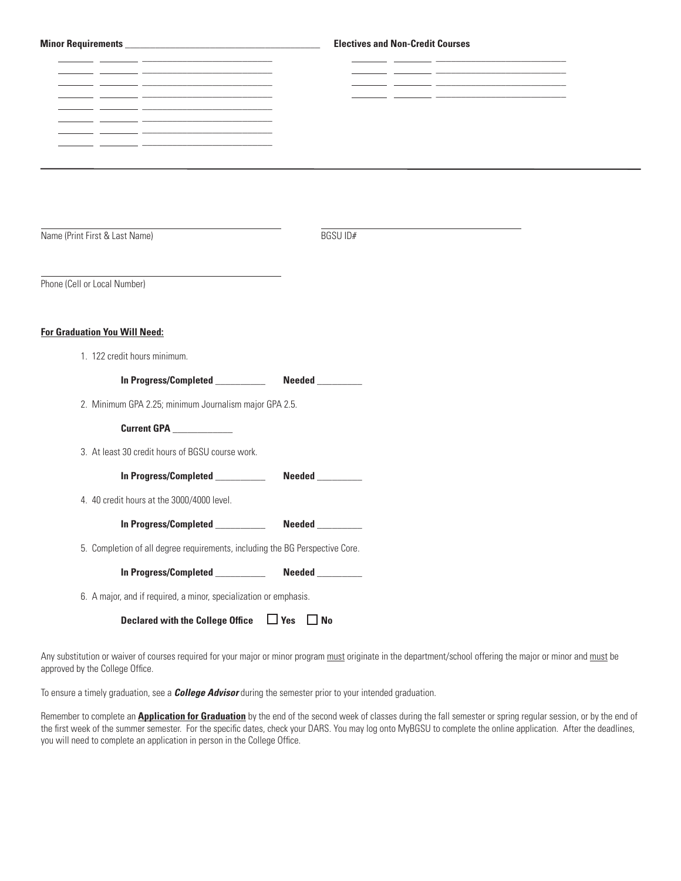**Minor Requirements** ______________________________

**Electives and Non-Credit Courses**

Name (Print First & Last Name)

BGSU ID#

Phone (Cell or Local Number)

**For Graduation You Will Need:**

1. 122 credit hours minimum.

   **In Progress/Completed** __________ **Needed** _________

2. Minimum GPA 2.25; minimum Journalism major GPA 2.5.

   **Current GPA** ____________

3. At least 30 credit hours of BGSU course work.

   **In Progress/Completed** __________ **Needed** _________

4. 40 credit hours at the 3000/4000 level.

   **In Progress/Completed** __________ **Needed** _________

5. Completion of all degree requirements, including the BG Perspective Core.

   **In Progress/Completed** __________ **Needed** _________

6. A major, and if required, a minor, specialization or emphasis.

   **Declared with the College Office** ☐ **Yes** ☐ **No**

Any substitution or waiver of courses required for your major or minor program must originate in the department/school offering the major or minor and must be approved by the College Office.

To ensure a timely graduation, see a ***College Advisor*** during the semester prior to your intended graduation.

Remember to complete an **Application for Graduation** by the end of the second week of classes during the fall semester or spring regular session, or by the end of the first week of the summer semester. For the specific dates, check your DARS. You may log onto MyBGSU to complete the online application. After the deadlines, you will need to complete an application in person in the College Office.